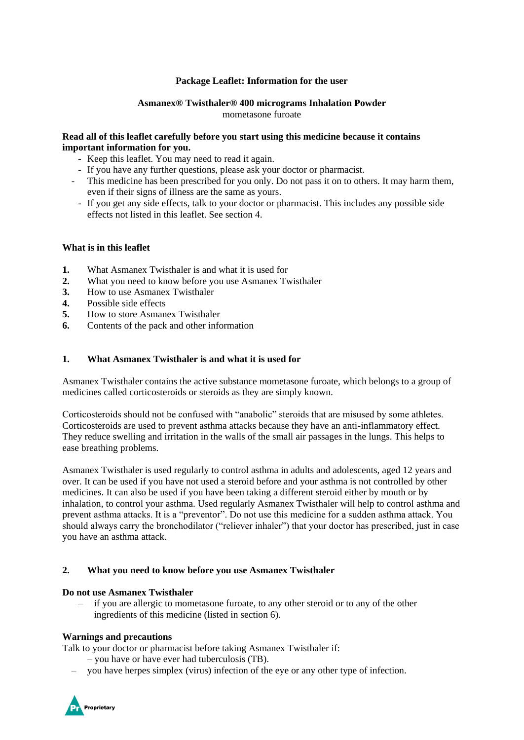**Package Leaflet: Information for the user**

**Asmanex® Twisthaler® 400 micrograms Inhalation Powder**
mometasone furoate

**Read all of this leaflet carefully before you start using this medicine because it contains important information for you.**

- Keep this leaflet. You may need to read it again.
- If you have any further questions, please ask your doctor or pharmacist.
- This medicine has been prescribed for you only. Do not pass it on to others. It may harm them, even if their signs of illness are the same as yours.
- If you get any side effects, talk to your doctor or pharmacist. This includes any possible side effects not listed in this leaflet. See section 4.

**What is in this leaflet**

1. What Asmanex Twisthaler is and what it is used for
2. What you need to know before you use Asmanex Twisthaler
3. How to use Asmanex Twisthaler
4. Possible side effects
5. How to store Asmanex Twisthaler
6. Contents of the pack and other information

## 1. What Asmanex Twisthaler is and what it is used for

Asmanex Twisthaler contains the active substance mometasone furoate, which belongs to a group of medicines called corticosteroids or steroids as they are simply known.

Corticosteroids should not be confused with "anabolic" steroids that are misused by some athletes. Corticosteroids are used to prevent asthma attacks because they have an anti-inflammatory effect. They reduce swelling and irritation in the walls of the small air passages in the lungs. This helps to ease breathing problems.

Asmanex Twisthaler is used regularly to control asthma in adults and adolescents, aged 12 years and over. It can be used if you have not used a steroid before and your asthma is not controlled by other medicines. It can also be used if you have been taking a different steroid either by mouth or by inhalation, to control your asthma. Used regularly Asmanex Twisthaler will help to control asthma and prevent asthma attacks. It is a "preventor". Do not use this medicine for a sudden asthma attack. You should always carry the bronchodilator ("reliever inhaler") that your doctor has prescribed, just in case you have an asthma attack.

## 2. What you need to know before you use Asmanex Twisthaler

**Do not use Asmanex Twisthaler**

- if you are allergic to mometasone furoate, to any other steroid or to any of the other ingredients of this medicine (listed in section 6).

**Warnings and precautions**

Talk to your doctor or pharmacist before taking Asmanex Twisthaler if:

- you have or have ever had tuberculosis (TB).
- you have herpes simplex (virus) infection of the eye or any other type of infection.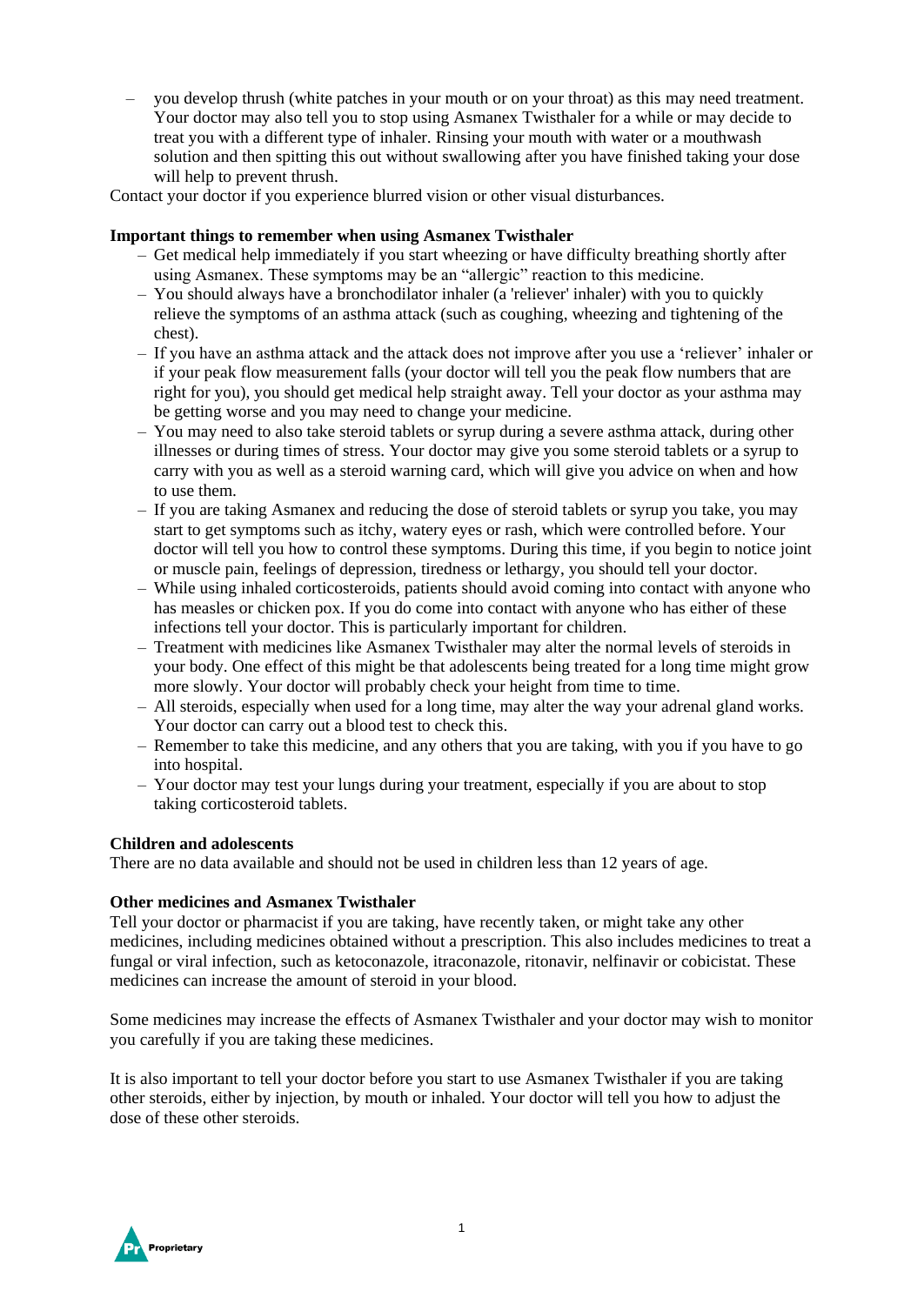- you develop thrush (white patches in your mouth or on your throat) as this may need treatment. Your doctor may also tell you to stop using Asmanex Twisthaler for a while or may decide to treat you with a different type of inhaler. Rinsing your mouth with water or a mouthwash solution and then spitting this out without swallowing after you have finished taking your dose will help to prevent thrush.

Contact your doctor if you experience blurred vision or other visual disturbances.

**Important things to remember when using Asmanex Twisthaler**

- Get medical help immediately if you start wheezing or have difficulty breathing shortly after using Asmanex. These symptoms may be an “allergic” reaction to this medicine.
- You should always have a bronchodilator inhaler (a 'reliever' inhaler) with you to quickly relieve the symptoms of an asthma attack (such as coughing, wheezing and tightening of the chest).
- If you have an asthma attack and the attack does not improve after you use a ‘reliever’ inhaler or if your peak flow measurement falls (your doctor will tell you the peak flow numbers that are right for you), you should get medical help straight away. Tell your doctor as your asthma may be getting worse and you may need to change your medicine.
- You may need to also take steroid tablets or syrup during a severe asthma attack, during other illnesses or during times of stress. Your doctor may give you some steroid tablets or a syrup to carry with you as well as a steroid warning card, which will give you advice on when and how to use them.
- If you are taking Asmanex and reducing the dose of steroid tablets or syrup you take, you may start to get symptoms such as itchy, watery eyes or rash, which were controlled before. Your doctor will tell you how to control these symptoms. During this time, if you begin to notice joint or muscle pain, feelings of depression, tiredness or lethargy, you should tell your doctor.
- While using inhaled corticosteroids, patients should avoid coming into contact with anyone who has measles or chicken pox. If you do come into contact with anyone who has either of these infections tell your doctor. This is particularly important for children.
- Treatment with medicines like Asmanex Twisthaler may alter the normal levels of steroids in your body. One effect of this might be that adolescents being treated for a long time might grow more slowly. Your doctor will probably check your height from time to time.
- All steroids, especially when used for a long time, may alter the way your adrenal gland works. Your doctor can carry out a blood test to check this.
- Remember to take this medicine, and any others that you are taking, with you if you have to go into hospital.
- Your doctor may test your lungs during your treatment, especially if you are about to stop taking corticosteroid tablets.

**Children and adolescents**

There are no data available and should not be used in children less than 12 years of age.

**Other medicines and Asmanex Twisthaler**

Tell your doctor or pharmacist if you are taking, have recently taken, or might take any other medicines, including medicines obtained without a prescription. This also includes medicines to treat a fungal or viral infection, such as ketoconazole, itraconazole, ritonavir, nelfinavir or cobicistat. These medicines can increase the amount of steroid in your blood.

Some medicines may increase the effects of Asmanex Twisthaler and your doctor may wish to monitor you carefully if you are taking these medicines.

It is also important to tell your doctor before you start to use Asmanex Twisthaler if you are taking other steroids, either by injection, by mouth or inhaled. Your doctor will tell you how to adjust the dose of these other steroids.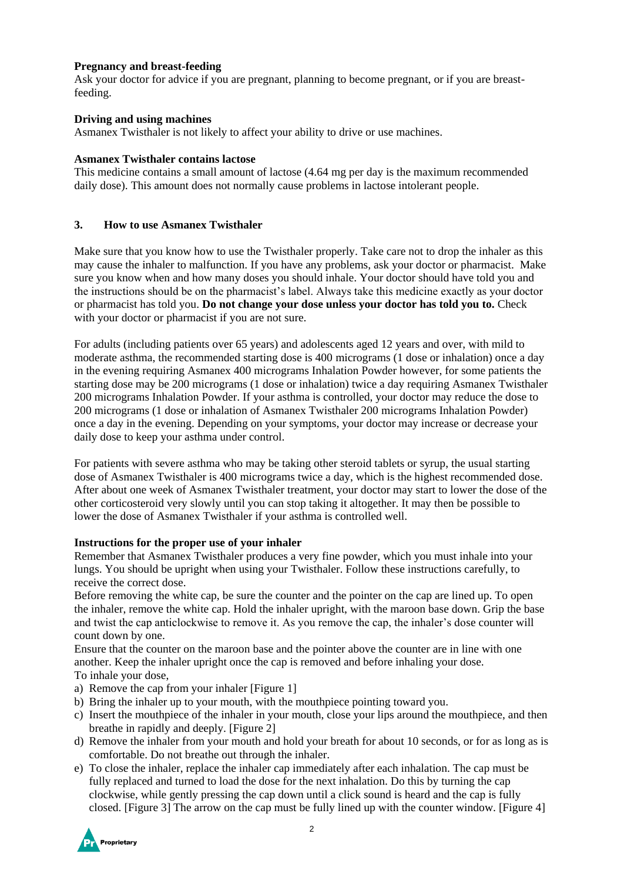**Pregnancy and breast-feeding**

Ask your doctor for advice if you are pregnant, planning to become pregnant, or if you are breast-feeding.

**Driving and using machines**

Asmanex Twisthaler is not likely to affect your ability to drive or use machines.

**Asmanex Twisthaler contains lactose**

This medicine contains a small amount of lactose (4.64 mg per day is the maximum recommended daily dose). This amount does not normally cause problems in lactose intolerant people.

## 3. How to use Asmanex Twisthaler

Make sure that you know how to use the Twisthaler properly. Take care not to drop the inhaler as this may cause the inhaler to malfunction. If you have any problems, ask your doctor or pharmacist. Make sure you know when and how many doses you should inhale. Your doctor should have told you and the instructions should be on the pharmacist's label. Always take this medicine exactly as your doctor or pharmacist has told you. **Do not change your dose unless your doctor has told you to.** Check with your doctor or pharmacist if you are not sure.

For adults (including patients over 65 years) and adolescents aged 12 years and over, with mild to moderate asthma, the recommended starting dose is 400 micrograms (1 dose or inhalation) once a day in the evening requiring Asmanex 400 micrograms Inhalation Powder however, for some patients the starting dose may be 200 micrograms (1 dose or inhalation) twice a day requiring Asmanex Twisthaler 200 micrograms Inhalation Powder. If your asthma is controlled, your doctor may reduce the dose to 200 micrograms (1 dose or inhalation of Asmanex Twisthaler 200 micrograms Inhalation Powder) once a day in the evening. Depending on your symptoms, your doctor may increase or decrease your daily dose to keep your asthma under control.

For patients with severe asthma who may be taking other steroid tablets or syrup, the usual starting dose of Asmanex Twisthaler is 400 micrograms twice a day, which is the highest recommended dose. After about one week of Asmanex Twisthaler treatment, your doctor may start to lower the dose of the other corticosteroid very slowly until you can stop taking it altogether. It may then be possible to lower the dose of Asmanex Twisthaler if your asthma is controlled well.

**Instructions for the proper use of your inhaler**

Remember that Asmanex Twisthaler produces a very fine powder, which you must inhale into your lungs. You should be upright when using your Twisthaler. Follow these instructions carefully, to receive the correct dose.

Before removing the white cap, be sure the counter and the pointer on the cap are lined up. To open the inhaler, remove the white cap. Hold the inhaler upright, with the maroon base down. Grip the base and twist the cap anticlockwise to remove it. As you remove the cap, the inhaler's dose counter will count down by one.

Ensure that the counter on the maroon base and the pointer above the counter are in line with one another. Keep the inhaler upright once the cap is removed and before inhaling your dose.

To inhale your dose,

a) Remove the cap from your inhaler [Figure 1]
b) Bring the inhaler up to your mouth, with the mouthpiece pointing toward you.
c) Insert the mouthpiece of the inhaler in your mouth, close your lips around the mouthpiece, and then breathe in rapidly and deeply. [Figure 2]
d) Remove the inhaler from your mouth and hold your breath for about 10 seconds, or for as long as is comfortable. Do not breathe out through the inhaler.
e) To close the inhaler, replace the inhaler cap immediately after each inhalation. The cap must be fully replaced and turned to load the dose for the next inhalation. Do this by turning the cap clockwise, while gently pressing the cap down until a click sound is heard and the cap is fully closed. [Figure 3] The arrow on the cap must be fully lined up with the counter window. [Figure 4]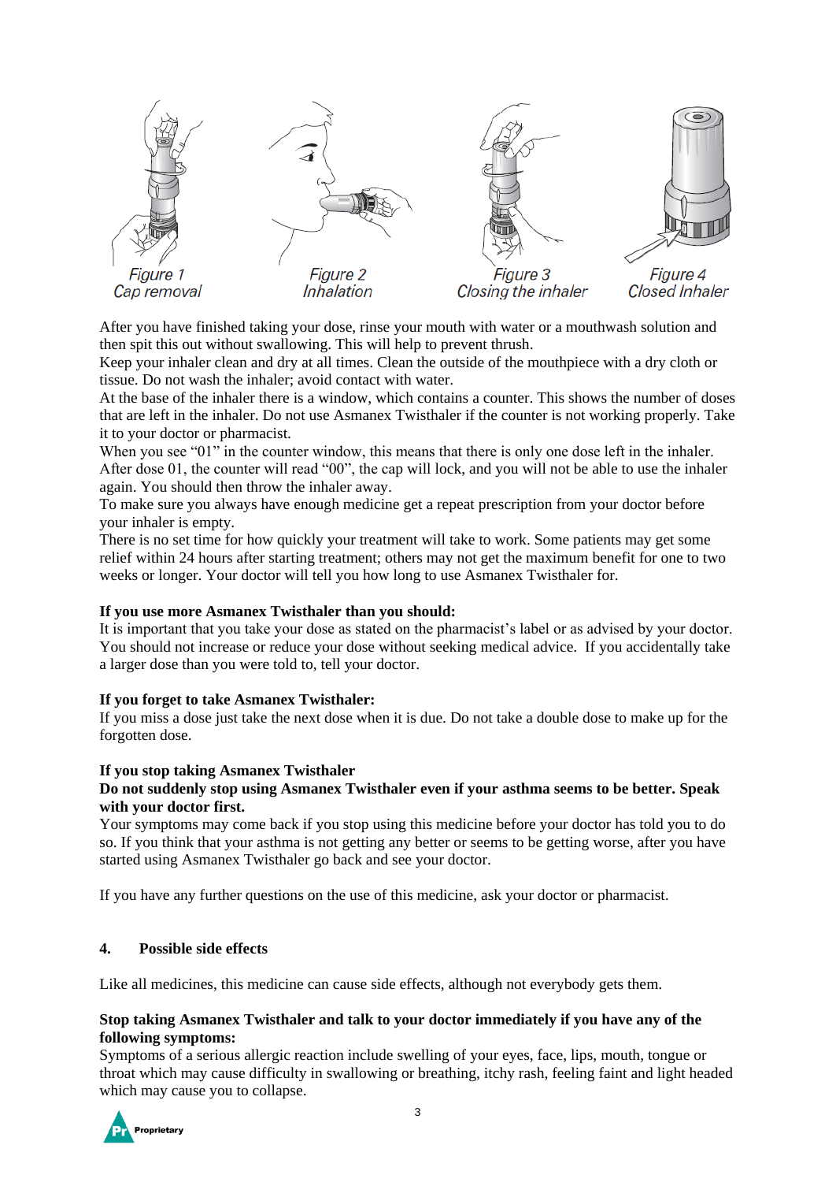Figure 1
Cap removal

Figure 2
Inhalation

Figure 3
Closing the inhaler

Figure 4
Closed Inhaler

After you have finished taking your dose, rinse your mouth with water or a mouthwash solution and then spit this out without swallowing. This will help to prevent thrush.
Keep your inhaler clean and dry at all times. Clean the outside of the mouthpiece with a dry cloth or tissue. Do not wash the inhaler; avoid contact with water.
At the base of the inhaler there is a window, which contains a counter. This shows the number of doses that are left in the inhaler. Do not use Asmanex Twisthaler if the counter is not working properly. Take it to your doctor or pharmacist.
When you see "01" in the counter window, this means that there is only one dose left in the inhaler. After dose 01, the counter will read "00", the cap will lock, and you will not be able to use the inhaler again. You should then throw the inhaler away.
To make sure you always have enough medicine get a repeat prescription from your doctor before your inhaler is empty.
There is no set time for how quickly your treatment will take to work. Some patients may get some relief within 24 hours after starting treatment; others may not get the maximum benefit for one to two weeks or longer. Your doctor will tell you how long to use Asmanex Twisthaler for.

**If you use more Asmanex Twisthaler than you should:**
It is important that you take your dose as stated on the pharmacist's label or as advised by your doctor. You should not increase or reduce your dose without seeking medical advice. If you accidentally take a larger dose than you were told to, tell your doctor.

**If you forget to take Asmanex Twisthaler:**
If you miss a dose just take the next dose when it is due. Do not take a double dose to make up for the forgotten dose.

**If you stop taking Asmanex Twisthaler**
**Do not suddenly stop using Asmanex Twisthaler even if your asthma seems to be better. Speak with your doctor first.**
Your symptoms may come back if you stop using this medicine before your doctor has told you to do so. If you think that your asthma is not getting any better or seems to be getting worse, after you have started using Asmanex Twisthaler go back and see your doctor.

If you have any further questions on the use of this medicine, ask your doctor or pharmacist.

## 4. Possible side effects

Like all medicines, this medicine can cause side effects, although not everybody gets them.

**Stop taking Asmanex Twisthaler and talk to your doctor immediately if you have any of the following symptoms:**
Symptoms of a serious allergic reaction include swelling of your eyes, face, lips, mouth, tongue or throat which may cause difficulty in swallowing or breathing, itchy rash, feeling faint and light headed which may cause you to collapse.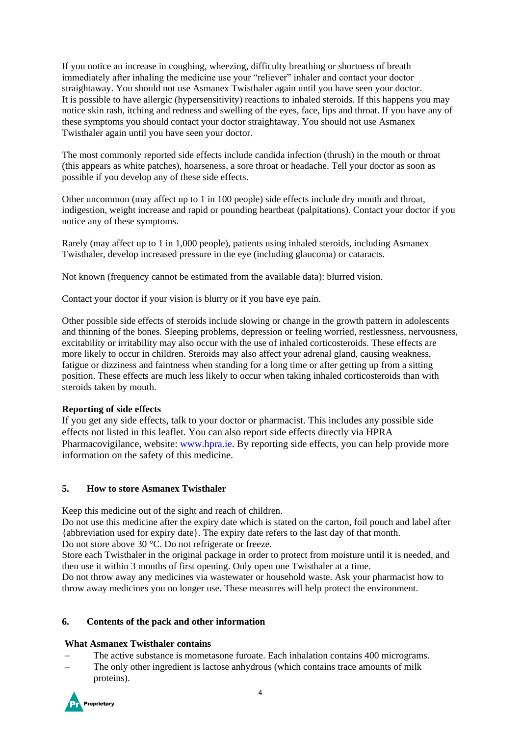If you notice an increase in coughing, wheezing, difficulty breathing or shortness of breath immediately after inhaling the medicine use your "reliever" inhaler and contact your doctor straightaway. You should not use Asmanex Twisthaler again until you have seen your doctor.
It is possible to have allergic (hypersensitivity) reactions to inhaled steroids. If this happens you may notice skin rash, itching and redness and swelling of the eyes, face, lips and throat. If you have any of these symptoms you should contact your doctor straightaway. You should not use Asmanex Twisthaler again until you have seen your doctor.

The most commonly reported side effects include candida infection (thrush) in the mouth or throat (this appears as white patches), hoarseness, a sore throat or headache. Tell your doctor as soon as possible if you develop any of these side effects.

Other uncommon (may affect up to 1 in 100 people) side effects include dry mouth and throat, indigestion, weight increase and rapid or pounding heartbeat (palpitations). Contact your doctor if you notice any of these symptoms.

Rarely (may affect up to 1 in 1,000 people), patients using inhaled steroids, including Asmanex Twisthaler, develop increased pressure in the eye (including glaucoma) or cataracts.

Not known (frequency cannot be estimated from the available data): blurred vision.

Contact your doctor if your vision is blurry or if you have eye pain.

Other possible side effects of steroids include slowing or change in the growth pattern in adolescents and thinning of the bones. Sleeping problems, depression or feeling worried, restlessness, nervousness, excitability or irritability may also occur with the use of inhaled corticosteroids. These effects are more likely to occur in children. Steroids may also affect your adrenal gland, causing weakness, fatigue or dizziness and faintness when standing for a long time or after getting up from a sitting position. These effects are much less likely to occur when taking inhaled corticosteroids than with steroids taken by mouth.

**Reporting of side effects**
If you get any side effects, talk to your doctor or pharmacist. This includes any possible side effects not listed in this leaflet. You can also report side effects directly via HPRA Pharmacovigilance, website: www.hpra.ie. By reporting side effects, you can help provide more information on the safety of this medicine.

## 5. How to store Asmanex Twisthaler

Keep this medicine out of the sight and reach of children.
Do not use this medicine after the expiry date which is stated on the carton, foil pouch and label after {abbreviation used for expiry date}. The expiry date refers to the last day of that month.
Do not store above 30 °C. Do not refrigerate or freeze.
Store each Twisthaler in the original package in order to protect from moisture until it is needed, and then use it within 3 months of first opening. Only open one Twisthaler at a time.
Do not throw away any medicines via wastewater or household waste. Ask your pharmacist how to throw away medicines you no longer use. These measures will help protect the environment.

## 6. Contents of the pack and other information

**What Asmanex Twisthaler contains**

- The active substance is mometasone furoate. Each inhalation contains 400 micrograms.
- The only other ingredient is lactose anhydrous (which contains trace amounts of milk proteins).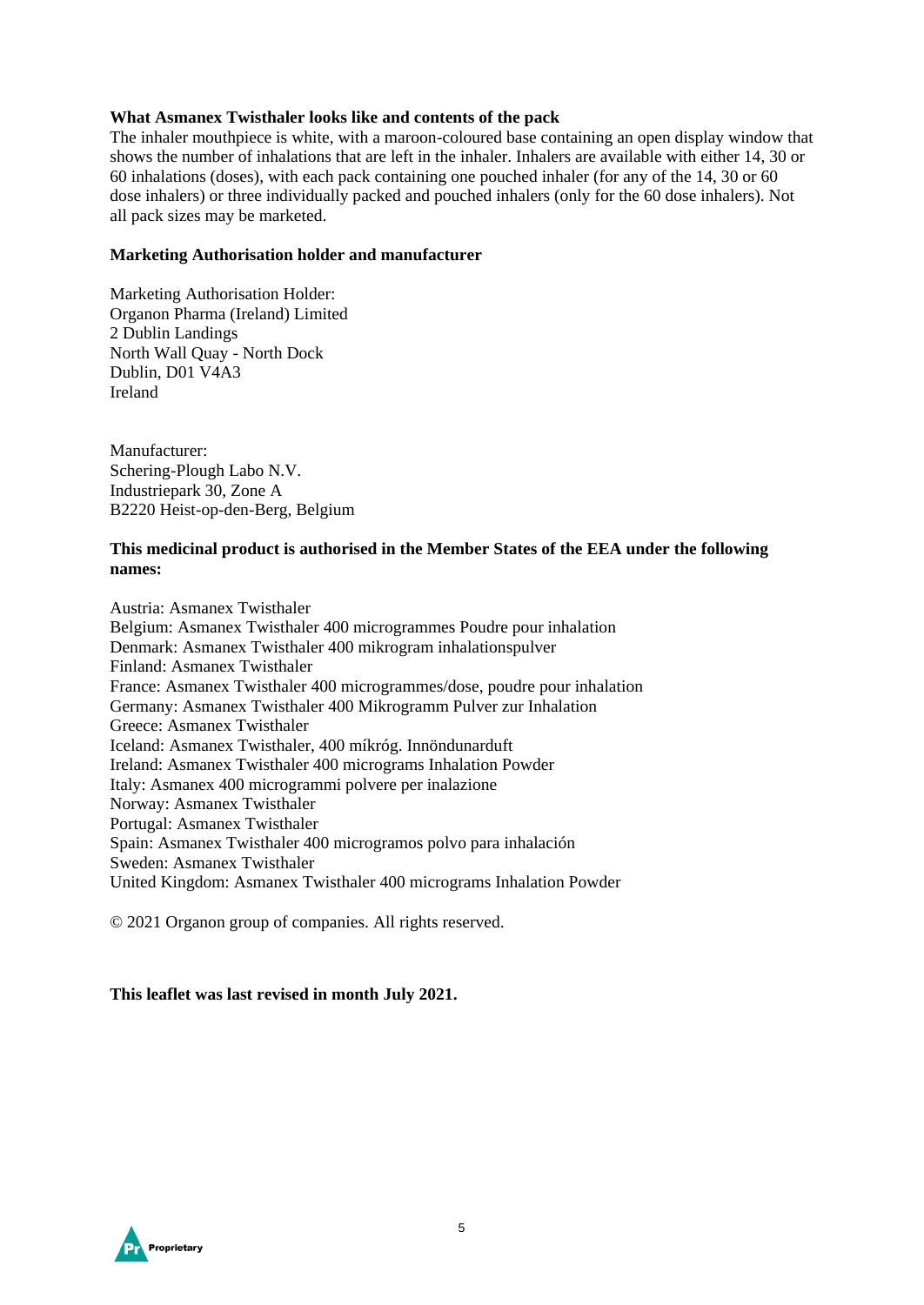**What Asmanex Twisthaler looks like and contents of the pack**

The inhaler mouthpiece is white, with a maroon-coloured base containing an open display window that shows the number of inhalations that are left in the inhaler. Inhalers are available with either 14, 30 or 60 inhalations (doses), with each pack containing one pouched inhaler (for any of the 14, 30 or 60 dose inhalers) or three individually packed and pouched inhalers (only for the 60 dose inhalers). Not all pack sizes may be marketed.

**Marketing Authorisation holder and manufacturer**

Marketing Authorisation Holder:
Organon Pharma (Ireland) Limited
2 Dublin Landings
North Wall Quay - North Dock
Dublin, D01 V4A3
Ireland

Manufacturer:
Schering-Plough Labo N.V.
Industriepark 30, Zone A
B2220 Heist-op-den-Berg, Belgium

**This medicinal product is authorised in the Member States of the EEA under the following names:**

Austria: Asmanex Twisthaler
Belgium: Asmanex Twisthaler 400 microgrammes Poudre pour inhalation
Denmark: Asmanex Twisthaler 400 mikrogram inhalationspulver
Finland: Asmanex Twisthaler
France: Asmanex Twisthaler 400 microgrammes/dose, poudre pour inhalation
Germany: Asmanex Twisthaler 400 Mikrogramm Pulver zur Inhalation
Greece: Asmanex Twisthaler
Iceland: Asmanex Twisthaler, 400 míkróg. Innöndunarduft
Ireland: Asmanex Twisthaler 400 micrograms Inhalation Powder
Italy: Asmanex 400 microgrammi polvere per inalazione
Norway: Asmanex Twisthaler
Portugal: Asmanex Twisthaler
Spain: Asmanex Twisthaler 400 microgramos polvo para inhalación
Sweden: Asmanex Twisthaler
United Kingdom: Asmanex Twisthaler 400 micrograms Inhalation Powder

© 2021 Organon group of companies. All rights reserved.

**This leaflet was last revised in month July 2021.**

Pr Proprietary